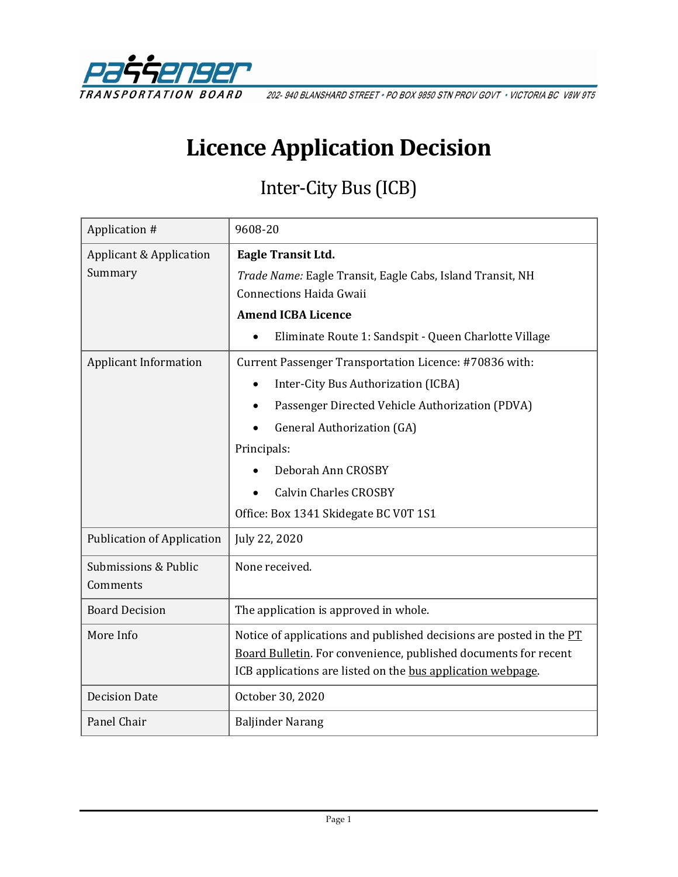PASSENGER TRANSPORTATION BOARD

202- 940 BLANSHARD STREET • PO BOX 9850 STN PROV GOVT • VICTORIA BC V8W 9T5

# Licence Application Decision

## Inter-City Bus (ICB)

| | |
|---|---|
| Application # | 9608-20 |
| Applicant & Application Summary | **Eagle Transit Ltd.**<br>*Trade Name:* Eagle Transit, Eagle Cabs, Island Transit, NH Connections Haida Gwaii<br>**Amend ICBA Licence**<br>• Eliminate Route 1: Sandspit - Queen Charlotte Village |
| Applicant Information | Current Passenger Transportation Licence: #70836 with:<br>• Inter-City Bus Authorization (ICBA)<br>• Passenger Directed Vehicle Authorization (PDVA)<br>• General Authorization (GA)<br>Principals:<br>• Deborah Ann CROSBY<br>• Calvin Charles CROSBY<br>Office: Box 1341 Skidegate BC V0T 1S1 |
| Publication of Application | July 22, 2020 |
| Submissions & Public Comments | None received. |
| Board Decision | The application is approved in whole. |
| More Info | Notice of applications and published decisions are posted in the PT Board Bulletin. For convenience, published documents for recent ICB applications are listed on the bus application webpage. |
| Decision Date | October 30, 2020 |
| Panel Chair | Baljinder Narang |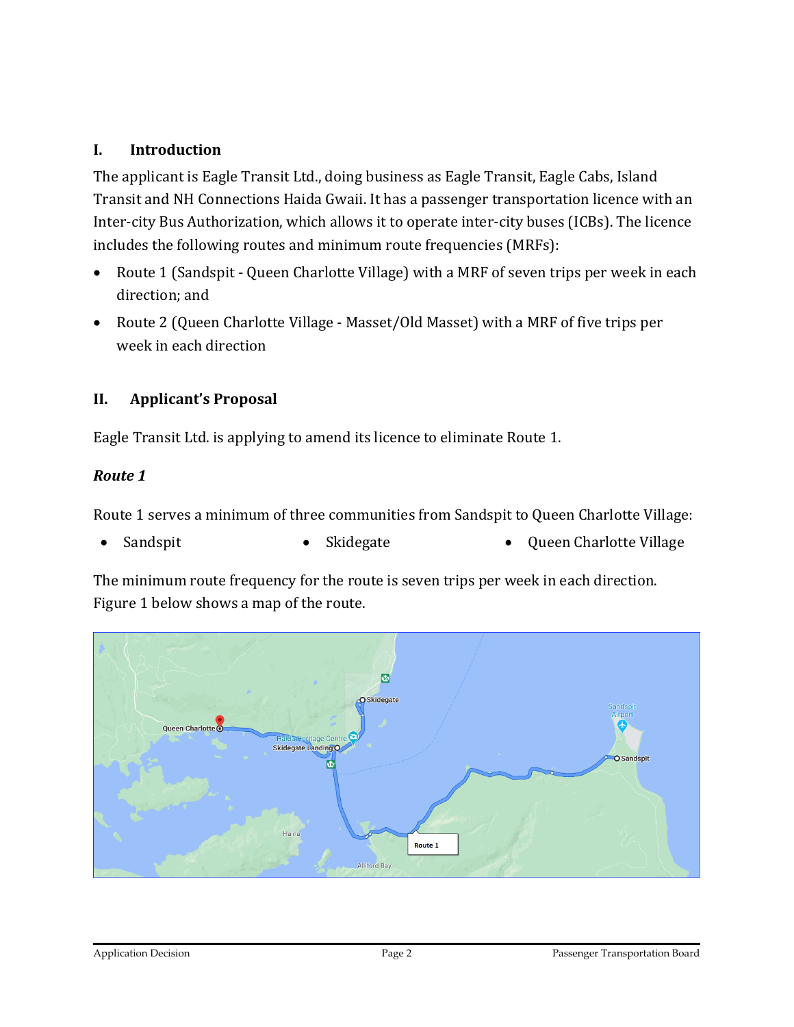## I. Introduction

The applicant is Eagle Transit Ltd., doing business as Eagle Transit, Eagle Cabs, Island Transit and NH Connections Haida Gwaii. It has a passenger transportation licence with an Inter-city Bus Authorization, which allows it to operate inter-city buses (ICBs). The licence includes the following routes and minimum route frequencies (MRFs):

- Route 1 (Sandspit - Queen Charlotte Village) with a MRF of seven trips per week in each direction; and
- Route 2 (Queen Charlotte Village - Masset/Old Masset) with a MRF of five trips per week in each direction

## II. Applicant's Proposal

Eagle Transit Ltd. is applying to amend its licence to eliminate Route 1.

### *Route 1*

Route 1 serves a minimum of three communities from Sandspit to Queen Charlotte Village:

- Sandspit
- Skidegate
- Queen Charlotte Village

The minimum route frequency for the route is seven trips per week in each direction. Figure 1 below shows a map of the route.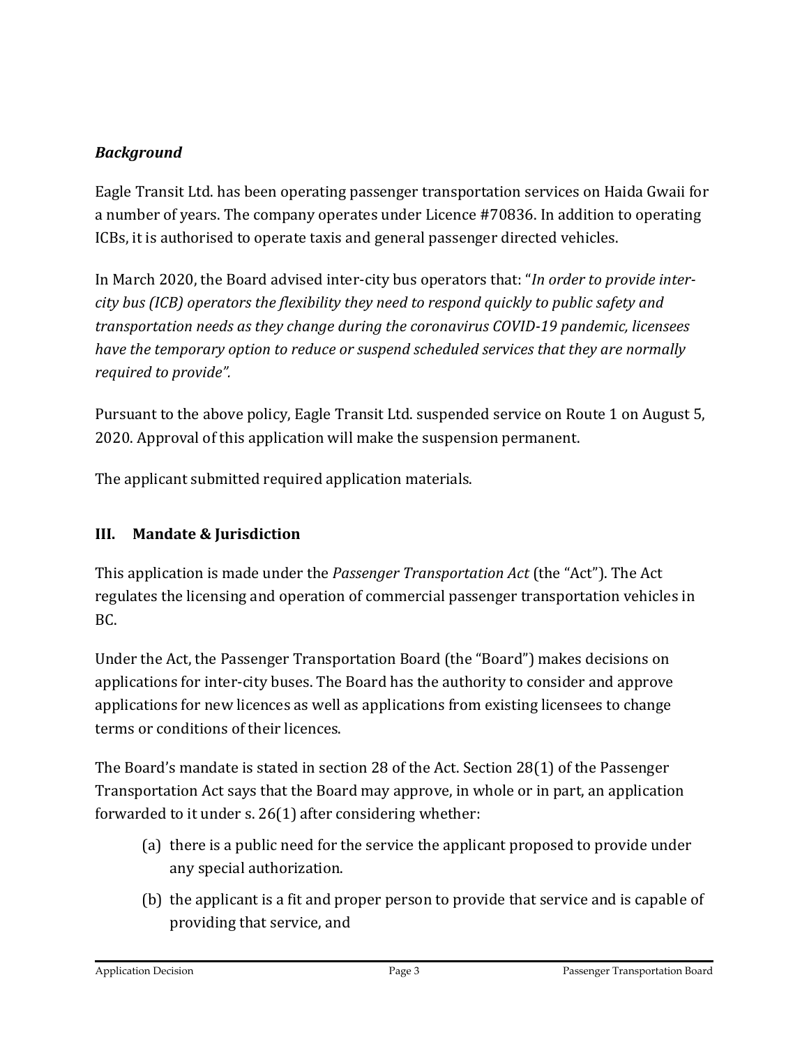### *Background*

Eagle Transit Ltd. has been operating passenger transportation services on Haida Gwaii for a number of years. The company operates under Licence #70836. In addition to operating ICBs, it is authorised to operate taxis and general passenger directed vehicles.

In March 2020, the Board advised inter-city bus operators that: "*In order to provide inter-city bus (ICB) operators the flexibility they need to respond quickly to public safety and transportation needs as they change during the coronavirus COVID-19 pandemic, licensees have the temporary option to reduce or suspend scheduled services that they are normally required to provide".*

Pursuant to the above policy, Eagle Transit Ltd. suspended service on Route 1 on August 5, 2020. Approval of this application will make the suspension permanent.

The applicant submitted required application materials.

## III. Mandate & Jurisdiction

This application is made under the *Passenger Transportation Act* (the "Act"). The Act regulates the licensing and operation of commercial passenger transportation vehicles in BC.

Under the Act, the Passenger Transportation Board (the "Board") makes decisions on applications for inter-city buses. The Board has the authority to consider and approve applications for new licences as well as applications from existing licensees to change terms or conditions of their licences.

The Board's mandate is stated in section 28 of the Act. Section 28(1) of the Passenger Transportation Act says that the Board may approve, in whole or in part, an application forwarded to it under s. 26(1) after considering whether:

(a) there is a public need for the service the applicant proposed to provide under any special authorization.

(b) the applicant is a fit and proper person to provide that service and is capable of providing that service, and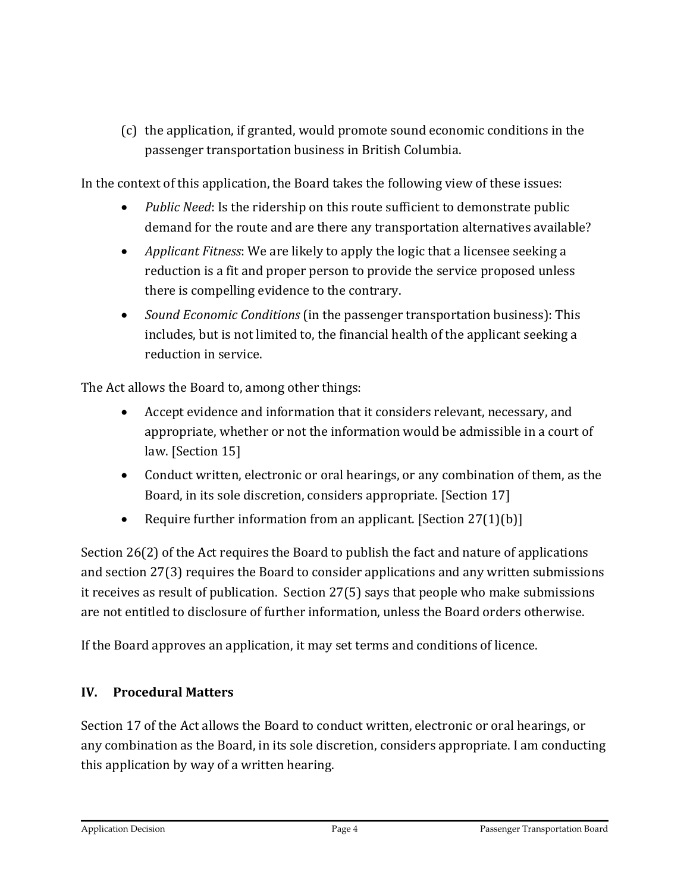(c) the application, if granted, would promote sound economic conditions in the passenger transportation business in British Columbia.

In the context of this application, the Board takes the following view of these issues:

- *Public Need*: Is the ridership on this route sufficient to demonstrate public demand for the route and are there any transportation alternatives available?
- *Applicant Fitness*: We are likely to apply the logic that a licensee seeking a reduction is a fit and proper person to provide the service proposed unless there is compelling evidence to the contrary.
- *Sound Economic Conditions* (in the passenger transportation business): This includes, but is not limited to, the financial health of the applicant seeking a reduction in service.

The Act allows the Board to, among other things:

- Accept evidence and information that it considers relevant, necessary, and appropriate, whether or not the information would be admissible in a court of law. [Section 15]
- Conduct written, electronic or oral hearings, or any combination of them, as the Board, in its sole discretion, considers appropriate. [Section 17]
- Require further information from an applicant. [Section 27(1)(b)]

Section 26(2) of the Act requires the Board to publish the fact and nature of applications and section 27(3) requires the Board to consider applications and any written submissions it receives as result of publication. Section 27(5) says that people who make submissions are not entitled to disclosure of further information, unless the Board orders otherwise.

If the Board approves an application, it may set terms and conditions of licence.

## IV. Procedural Matters

Section 17 of the Act allows the Board to conduct written, electronic or oral hearings, or any combination as the Board, in its sole discretion, considers appropriate. I am conducting this application by way of a written hearing.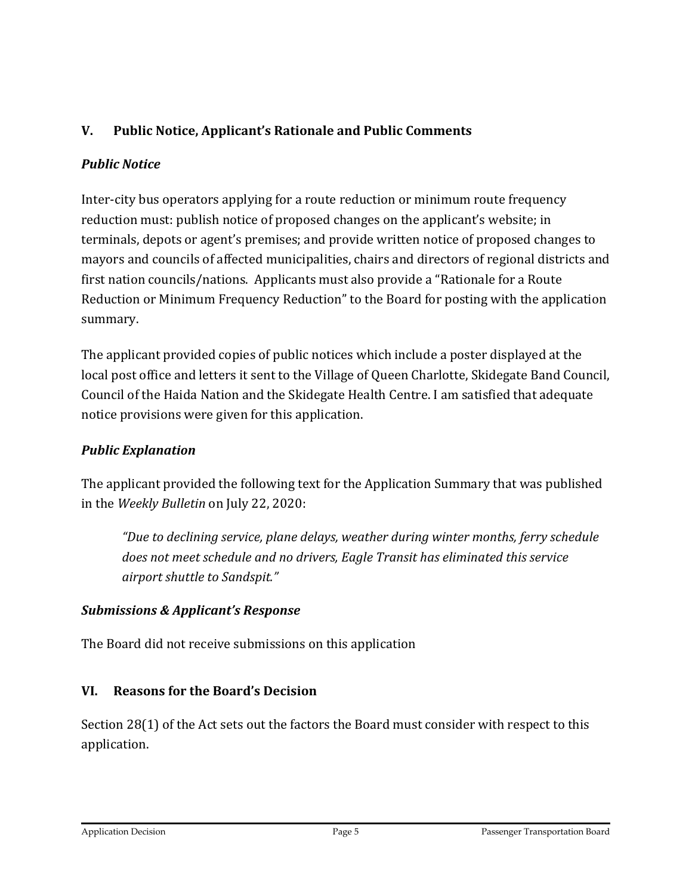## V. Public Notice, Applicant's Rationale and Public Comments

### *Public Notice*

Inter-city bus operators applying for a route reduction or minimum route frequency reduction must: publish notice of proposed changes on the applicant's website; in terminals, depots or agent's premises; and provide written notice of proposed changes to mayors and councils of affected municipalities, chairs and directors of regional districts and first nation councils/nations. Applicants must also provide a "Rationale for a Route Reduction or Minimum Frequency Reduction" to the Board for posting with the application summary.

The applicant provided copies of public notices which include a poster displayed at the local post office and letters it sent to the Village of Queen Charlotte, Skidegate Band Council, Council of the Haida Nation and the Skidegate Health Centre. I am satisfied that adequate notice provisions were given for this application.

### *Public Explanation*

The applicant provided the following text for the Application Summary that was published in the *Weekly Bulletin* on July 22, 2020:

> *"Due to declining service, plane delays, weather during winter months, ferry schedule does not meet schedule and no drivers, Eagle Transit has eliminated this service airport shuttle to Sandspit."*

### *Submissions & Applicant's Response*

The Board did not receive submissions on this application

## VI. Reasons for the Board's Decision

Section 28(1) of the Act sets out the factors the Board must consider with respect to this application.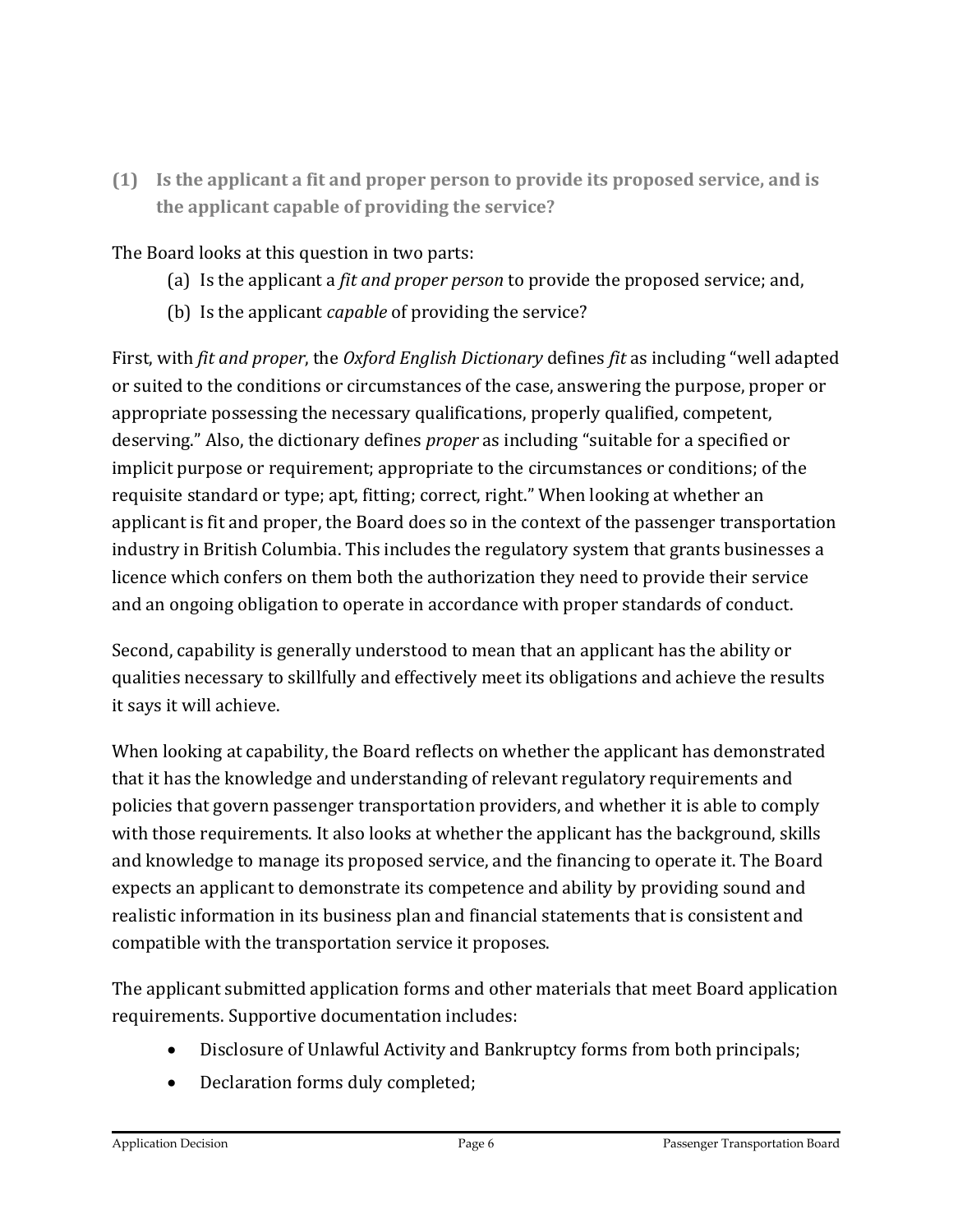### (1) Is the applicant a fit and proper person to provide its proposed service, and is the applicant capable of providing the service?

The Board looks at this question in two parts:

(a) Is the applicant a *fit and proper person* to provide the proposed service; and,

(b) Is the applicant *capable* of providing the service?

First, with *fit and proper*, the *Oxford English Dictionary* defines *fit* as including "well adapted or suited to the conditions or circumstances of the case, answering the purpose, proper or appropriate possessing the necessary qualifications, properly qualified, competent, deserving." Also, the dictionary defines *proper* as including "suitable for a specified or implicit purpose or requirement; appropriate to the circumstances or conditions; of the requisite standard or type; apt, fitting; correct, right." When looking at whether an applicant is fit and proper, the Board does so in the context of the passenger transportation industry in British Columbia. This includes the regulatory system that grants businesses a licence which confers on them both the authorization they need to provide their service and an ongoing obligation to operate in accordance with proper standards of conduct.

Second, capability is generally understood to mean that an applicant has the ability or qualities necessary to skillfully and effectively meet its obligations and achieve the results it says it will achieve.

When looking at capability, the Board reflects on whether the applicant has demonstrated that it has the knowledge and understanding of relevant regulatory requirements and policies that govern passenger transportation providers, and whether it is able to comply with those requirements. It also looks at whether the applicant has the background, skills and knowledge to manage its proposed service, and the financing to operate it. The Board expects an applicant to demonstrate its competence and ability by providing sound and realistic information in its business plan and financial statements that is consistent and compatible with the transportation service it proposes.

The applicant submitted application forms and other materials that meet Board application requirements. Supportive documentation includes:

- Disclosure of Unlawful Activity and Bankruptcy forms from both principals;
- Declaration forms duly completed;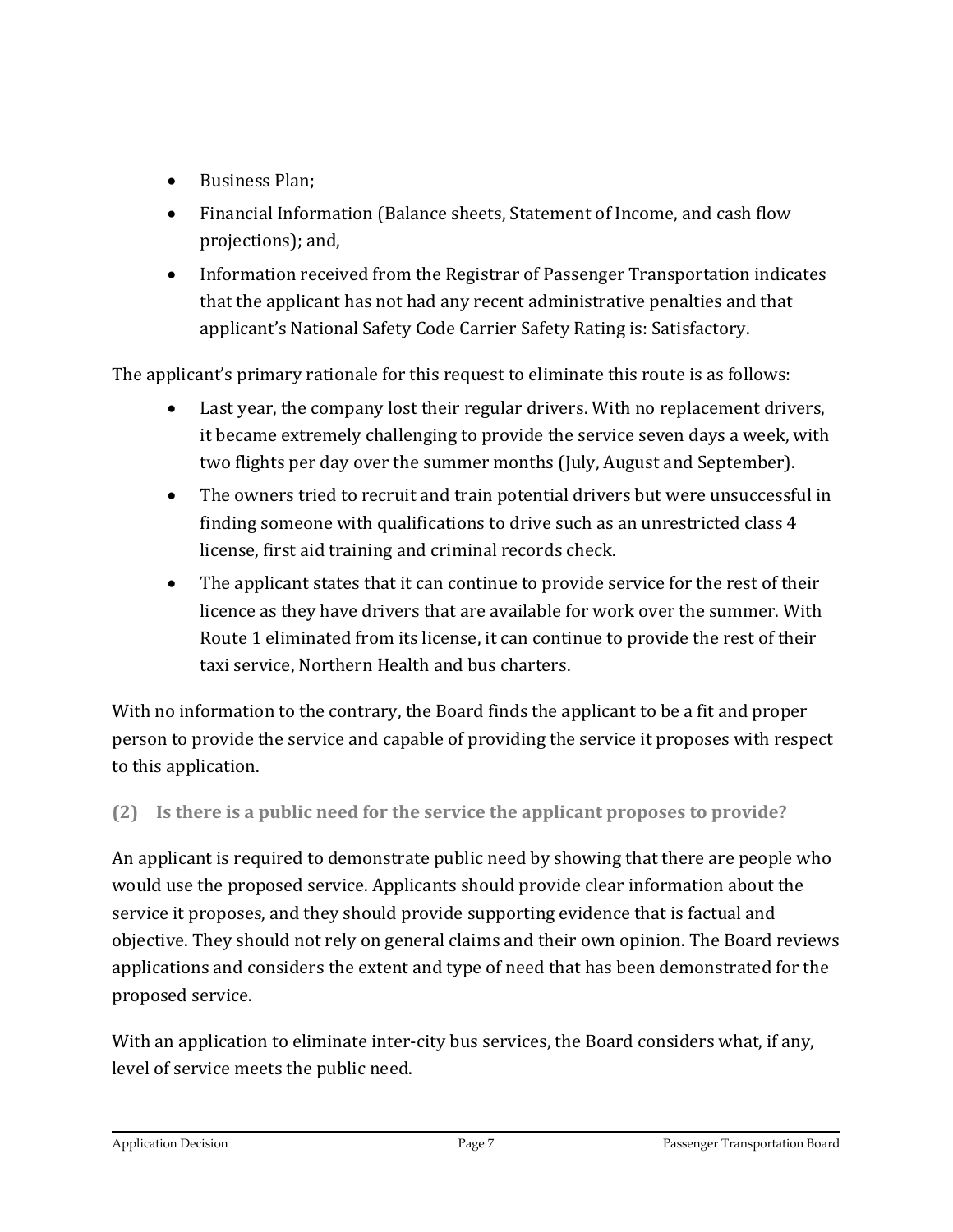- Business Plan;
- Financial Information (Balance sheets, Statement of Income, and cash flow projections); and,
- Information received from the Registrar of Passenger Transportation indicates that the applicant has not had any recent administrative penalties and that applicant's National Safety Code Carrier Safety Rating is: Satisfactory.

The applicant's primary rationale for this request to eliminate this route is as follows:

- Last year, the company lost their regular drivers. With no replacement drivers, it became extremely challenging to provide the service seven days a week, with two flights per day over the summer months (July, August and September).
- The owners tried to recruit and train potential drivers but were unsuccessful in finding someone with qualifications to drive such as an unrestricted class 4 license, first aid training and criminal records check.
- The applicant states that it can continue to provide service for the rest of their licence as they have drivers that are available for work over the summer. With Route 1 eliminated from its license, it can continue to provide the rest of their taxi service, Northern Health and bus charters.

With no information to the contrary, the Board finds the applicant to be a fit and proper person to provide the service and capable of providing the service it proposes with respect to this application.

### (2) Is there is a public need for the service the applicant proposes to provide?

An applicant is required to demonstrate public need by showing that there are people who would use the proposed service. Applicants should provide clear information about the service it proposes, and they should provide supporting evidence that is factual and objective. They should not rely on general claims and their own opinion. The Board reviews applications and considers the extent and type of need that has been demonstrated for the proposed service.

With an application to eliminate inter-city bus services, the Board considers what, if any, level of service meets the public need.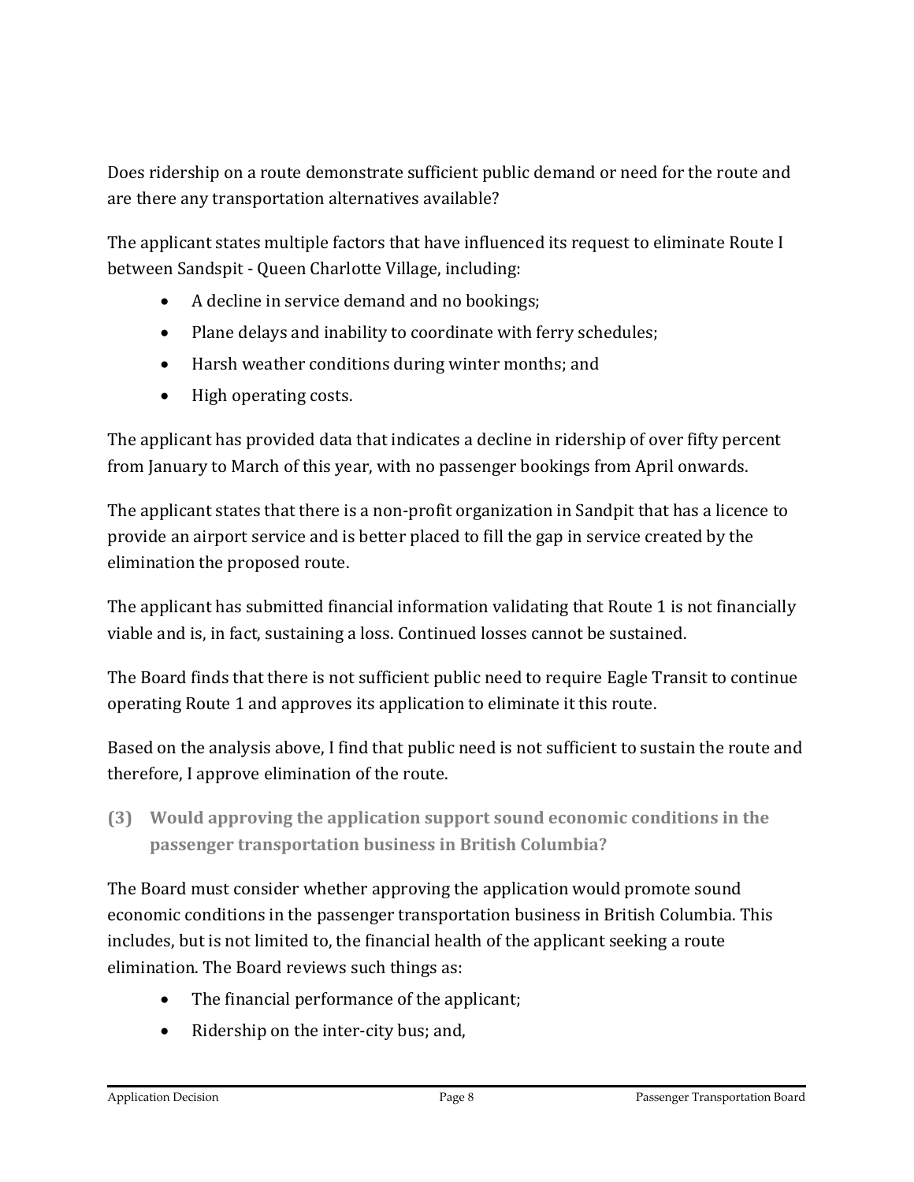Does ridership on a route demonstrate sufficient public demand or need for the route and are there any transportation alternatives available?

The applicant states multiple factors that have influenced its request to eliminate Route I between Sandspit - Queen Charlotte Village, including:

- A decline in service demand and no bookings;
- Plane delays and inability to coordinate with ferry schedules;
- Harsh weather conditions during winter months; and
- High operating costs.

The applicant has provided data that indicates a decline in ridership of over fifty percent from January to March of this year, with no passenger bookings from April onwards.

The applicant states that there is a non-profit organization in Sandpit that has a licence to provide an airport service and is better placed to fill the gap in service created by the elimination the proposed route.

The applicant has submitted financial information validating that Route 1 is not financially viable and is, in fact, sustaining a loss. Continued losses cannot be sustained.

The Board finds that there is not sufficient public need to require Eagle Transit to continue operating Route 1 and approves its application to eliminate it this route.

Based on the analysis above, I find that public need is not sufficient to sustain the route and therefore, I approve elimination of the route.

### (3) Would approving the application support sound economic conditions in the passenger transportation business in British Columbia?

The Board must consider whether approving the application would promote sound economic conditions in the passenger transportation business in British Columbia. This includes, but is not limited to, the financial health of the applicant seeking a route elimination. The Board reviews such things as:

- The financial performance of the applicant;
- Ridership on the inter-city bus; and,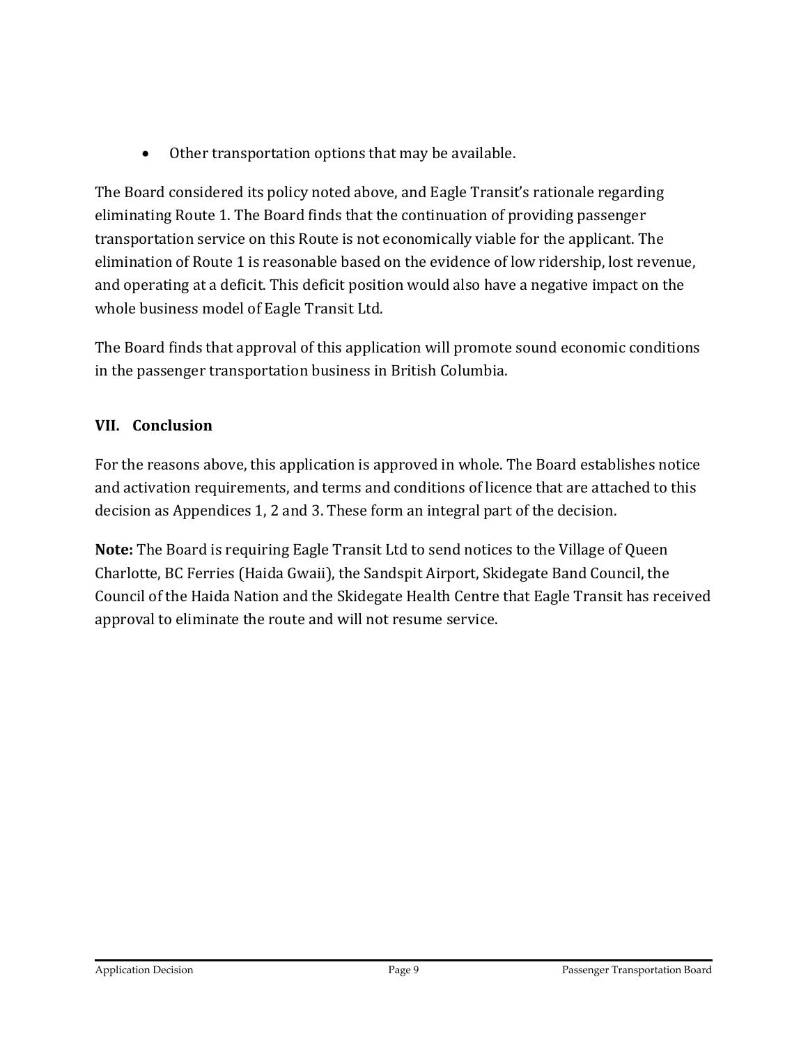- Other transportation options that may be available.

The Board considered its policy noted above, and Eagle Transit's rationale regarding eliminating Route 1. The Board finds that the continuation of providing passenger transportation service on this Route is not economically viable for the applicant. The elimination of Route 1 is reasonable based on the evidence of low ridership, lost revenue, and operating at a deficit. This deficit position would also have a negative impact on the whole business model of Eagle Transit Ltd.

The Board finds that approval of this application will promote sound economic conditions in the passenger transportation business in British Columbia.

## VII. Conclusion

For the reasons above, this application is approved in whole. The Board establishes notice and activation requirements, and terms and conditions of licence that are attached to this decision as Appendices 1, 2 and 3. These form an integral part of the decision.

**Note:** The Board is requiring Eagle Transit Ltd to send notices to the Village of Queen Charlotte, BC Ferries (Haida Gwaii), the Sandspit Airport, Skidegate Band Council, the Council of the Haida Nation and the Skidegate Health Centre that Eagle Transit has received approval to eliminate the route and will not resume service.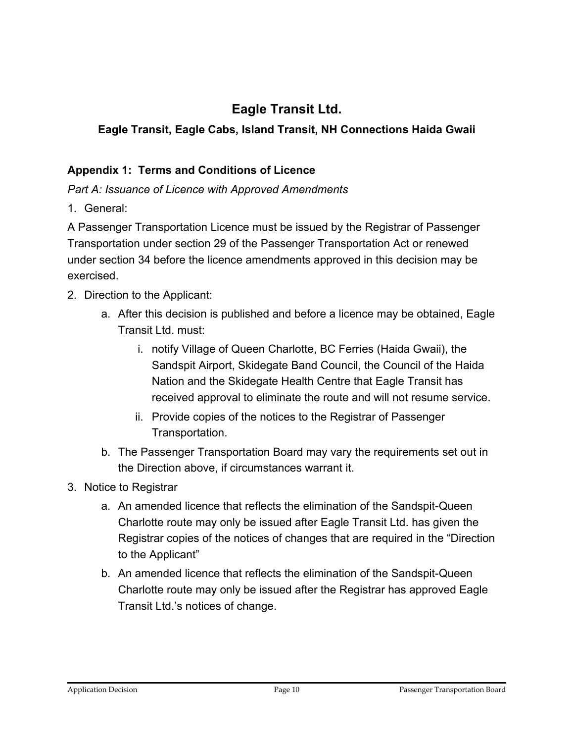# Eagle Transit Ltd.

### Eagle Transit, Eagle Cabs, Island Transit, NH Connections Haida Gwaii

## Appendix 1: Terms and Conditions of Licence

*Part A: Issuance of Licence with Approved Amendments*

1. General:

A Passenger Transportation Licence must be issued by the Registrar of Passenger Transportation under section 29 of the Passenger Transportation Act or renewed under section 34 before the licence amendments approved in this decision may be exercised.

2. Direction to the Applicant:
   a. After this decision is published and before a licence may be obtained, Eagle Transit Ltd. must:
      i. notify Village of Queen Charlotte, BC Ferries (Haida Gwaii), the Sandspit Airport, Skidegate Band Council, the Council of the Haida Nation and the Skidegate Health Centre that Eagle Transit has received approval to eliminate the route and will not resume service.
      ii. Provide copies of the notices to the Registrar of Passenger Transportation.
   b. The Passenger Transportation Board may vary the requirements set out in the Direction above, if circumstances warrant it.
3. Notice to Registrar
   a. An amended licence that reflects the elimination of the Sandspit-Queen Charlotte route may only be issued after Eagle Transit Ltd. has given the Registrar copies of the notices of changes that are required in the "Direction to the Applicant"
   b. An amended licence that reflects the elimination of the Sandspit-Queen Charlotte route may only be issued after the Registrar has approved Eagle Transit Ltd.'s notices of change.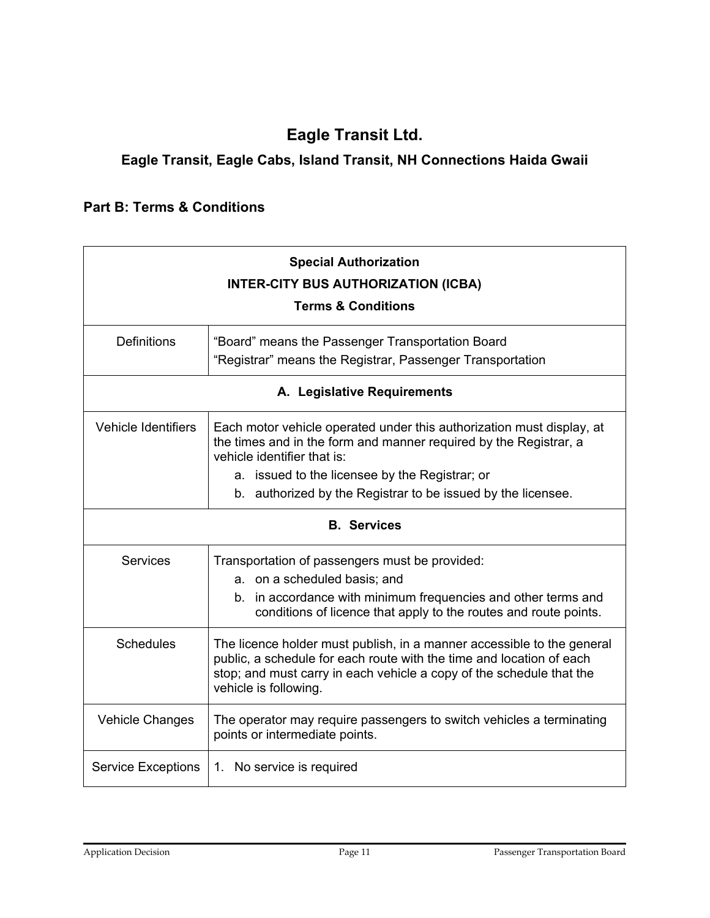# Eagle Transit Ltd.

## Eagle Transit, Eagle Cabs, Island Transit, NH Connections Haida Gwaii

### Part B: Terms & Conditions

| **Special Authorization**<br>**INTER-CITY BUS AUTHORIZATION (ICBA)**<br>**Terms & Conditions** | |
|---|---|
| Definitions | "Board" means the Passenger Transportation Board<br>"Registrar" means the Registrar, Passenger Transportation |
| **A. Legislative Requirements** | |
| Vehicle Identifiers | Each motor vehicle operated under this authorization must display, at the times and in the form and manner required by the Registrar, a vehicle identifier that is:<br>a. issued to the licensee by the Registrar; or<br>b. authorized by the Registrar to be issued by the licensee. |
| **B. Services** | |
| Services | Transportation of passengers must be provided:<br>a. on a scheduled basis; and<br>b. in accordance with minimum frequencies and other terms and conditions of licence that apply to the routes and route points. |
| Schedules | The licence holder must publish, in a manner accessible to the general public, a schedule for each route with the time and location of each stop; and must carry in each vehicle a copy of the schedule that the vehicle is following. |
| Vehicle Changes | The operator may require passengers to switch vehicles a terminating points or intermediate points. |
| Service Exceptions | 1. No service is required |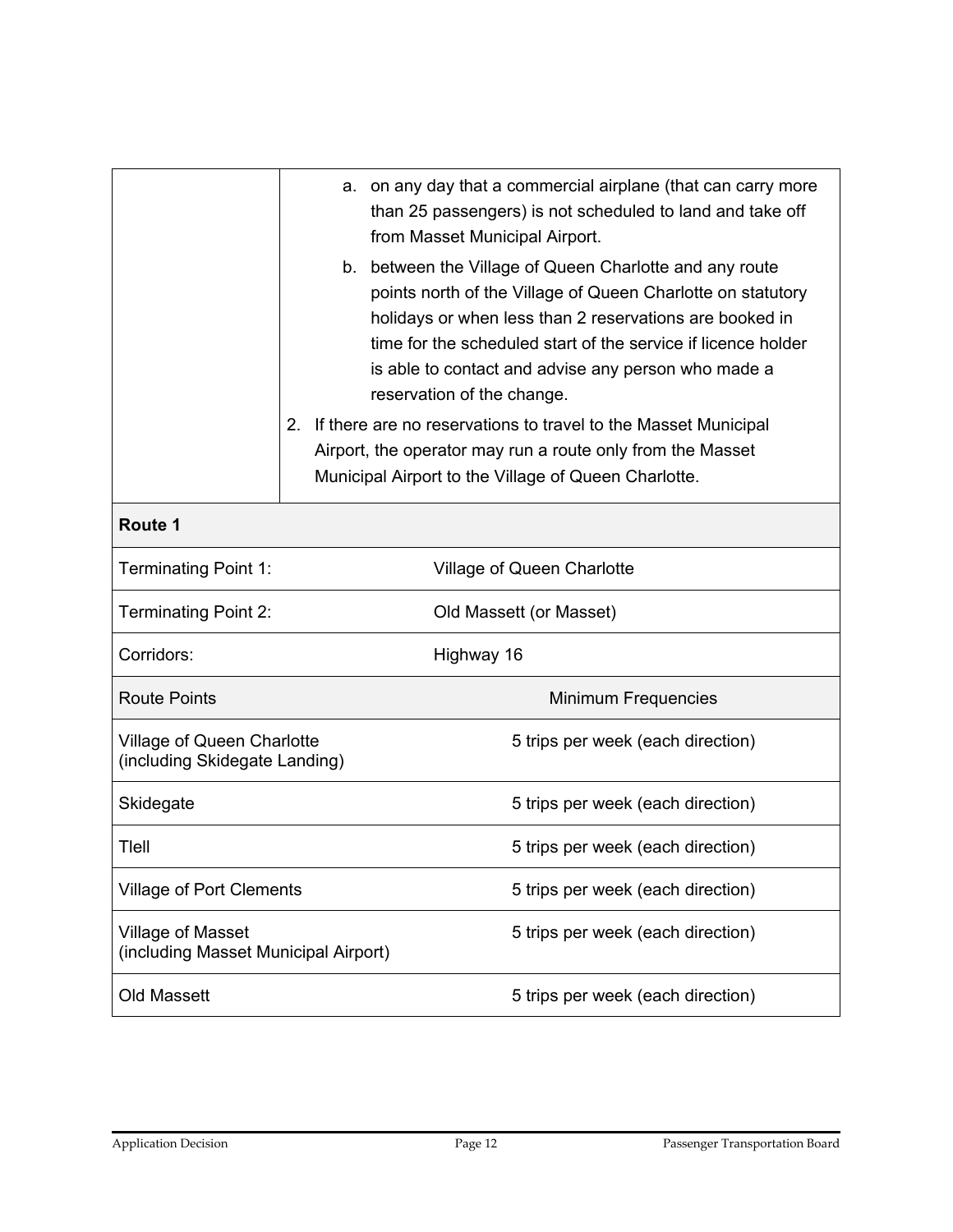| | a. on any day that a commercial airplane (that can carry more than 25 passengers) is not scheduled to land and take off from Masset Municipal Airport.<br>b. between the Village of Queen Charlotte and any route points north of the Village of Queen Charlotte on statutory holidays or when less than 2 reservations are booked in time for the scheduled start of the service if licence holder is able to contact and advise any person who made a reservation of the change.<br>2. If there are no reservations to travel to the Masset Municipal Airport, the operator may run a route only from the Masset Municipal Airport to the Village of Queen Charlotte. |
|---|---|

| **Route 1** | |
|---|---|
| Terminating Point 1: | Village of Queen Charlotte |
| Terminating Point 2: | Old Massett (or Masset) |
| Corridors: | Highway 16 |
| Route Points | Minimum Frequencies |
| Village of Queen Charlotte (including Skidegate Landing) | 5 trips per week (each direction) |
| Skidegate | 5 trips per week (each direction) |
| Tlell | 5 trips per week (each direction) |
| Village of Port Clements | 5 trips per week (each direction) |
| Village of Masset (including Masset Municipal Airport) | 5 trips per week (each direction) |
| Old Massett | 5 trips per week (each direction) |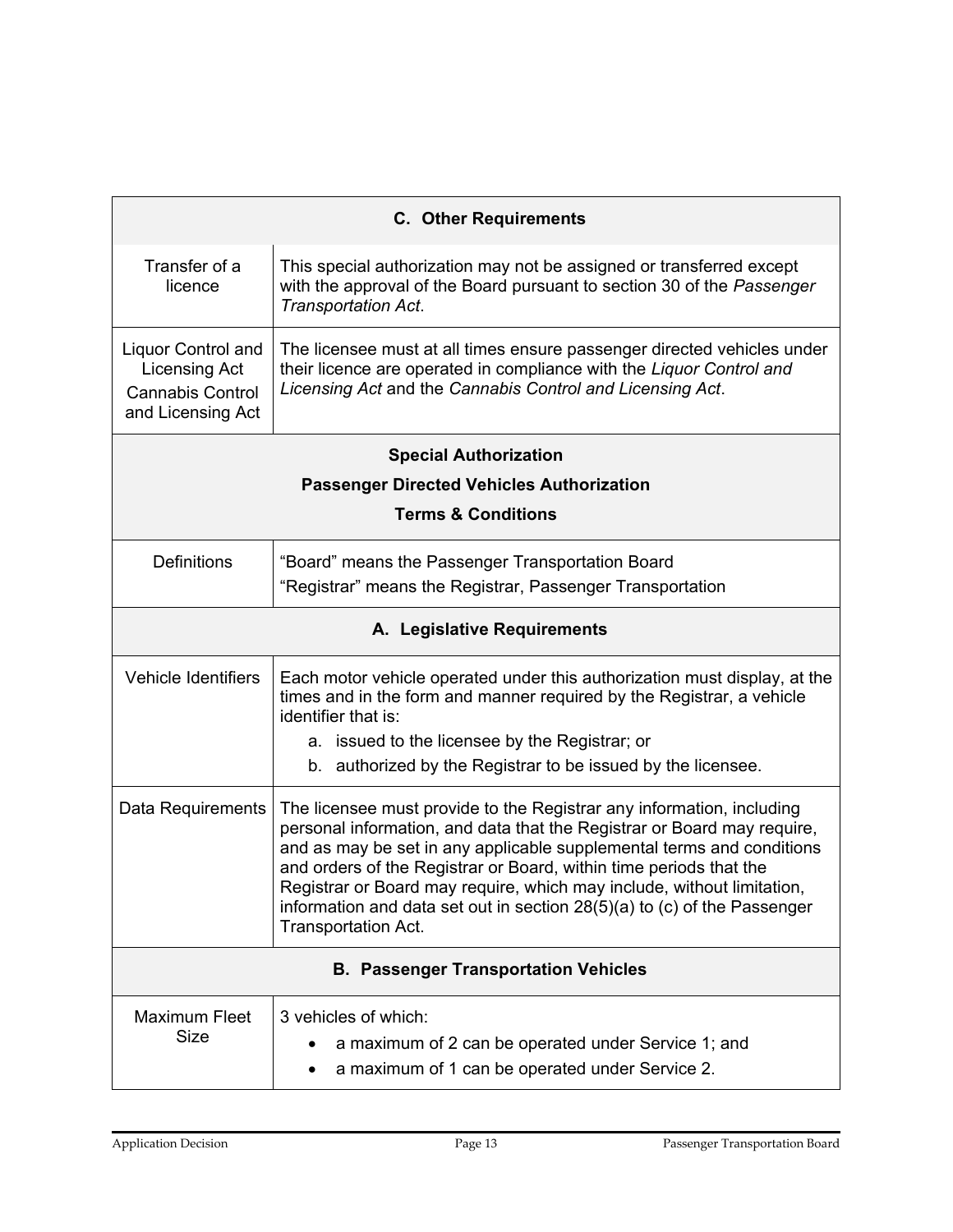| C. Other Requirements | |
|---|---|
| Transfer of a licence | This special authorization may not be assigned or transferred except with the approval of the Board pursuant to section 30 of the *Passenger Transportation Act*. |
| Liquor Control and Licensing Act<br>Cannabis Control and Licensing Act | The licensee must at all times ensure passenger directed vehicles under their licence are operated in compliance with the *Liquor Control and Licensing Act* and the *Cannabis Control and Licensing Act*. |

**Special Authorization**

**Passenger Directed Vehicles Authorization**

**Terms & Conditions**

| | |
|---|---|
| Definitions | "Board" means the Passenger Transportation Board<br>"Registrar" means the Registrar, Passenger Transportation |
| **A. Legislative Requirements** | |
| Vehicle Identifiers | Each motor vehicle operated under this authorization must display, at the times and in the form and manner required by the Registrar, a vehicle identifier that is:<br>a. issued to the licensee by the Registrar; or<br>b. authorized by the Registrar to be issued by the licensee. |
| Data Requirements | The licensee must provide to the Registrar any information, including personal information, and data that the Registrar or Board may require, and as may be set in any applicable supplemental terms and conditions and orders of the Registrar or Board, within time periods that the Registrar or Board may require, which may include, without limitation, information and data set out in section 28(5)(a) to (c) of the Passenger Transportation Act. |
| **B. Passenger Transportation Vehicles** | |
| Maximum Fleet Size | 3 vehicles of which:<br>• a maximum of 2 can be operated under Service 1; and<br>• a maximum of 1 can be operated under Service 2. |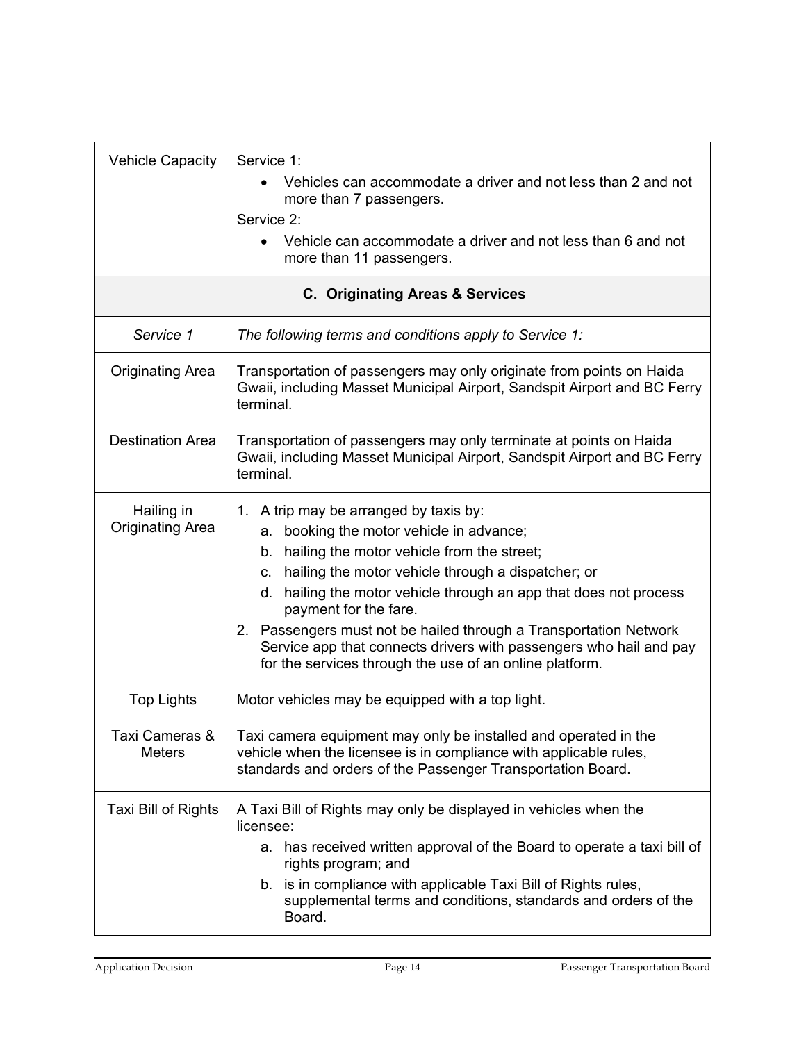| | |
|---|---|
| Vehicle Capacity | Service 1:<br>• Vehicles can accommodate a driver and not less than 2 and not more than 7 passengers.<br>Service 2:<br>• Vehicle can accommodate a driver and not less than 6 and not more than 11 passengers. |
| **C. Originating Areas & Services** | |
| *Service 1* | *The following terms and conditions apply to Service 1:* |
| Originating Area | Transportation of passengers may only originate from points on Haida Gwaii, including Masset Municipal Airport, Sandspit Airport and BC Ferry terminal. |
| Destination Area | Transportation of passengers may only terminate at points on Haida Gwaii, including Masset Municipal Airport, Sandspit Airport and BC Ferry terminal. |
| Hailing in Originating Area | 1. A trip may be arranged by taxis by:<br>a. booking the motor vehicle in advance;<br>b. hailing the motor vehicle from the street;<br>c. hailing the motor vehicle through a dispatcher; or<br>d. hailing the motor vehicle through an app that does not process payment for the fare.<br>2. Passengers must not be hailed through a Transportation Network Service app that connects drivers with passengers who hail and pay for the services through the use of an online platform. |
| Top Lights | Motor vehicles may be equipped with a top light. |
| Taxi Cameras & Meters | Taxi camera equipment may only be installed and operated in the vehicle when the licensee is in compliance with applicable rules, standards and orders of the Passenger Transportation Board. |
| Taxi Bill of Rights | A Taxi Bill of Rights may only be displayed in vehicles when the licensee:<br>a. has received written approval of the Board to operate a taxi bill of rights program; and<br>b. is in compliance with applicable Taxi Bill of Rights rules, supplemental terms and conditions, standards and orders of the Board. |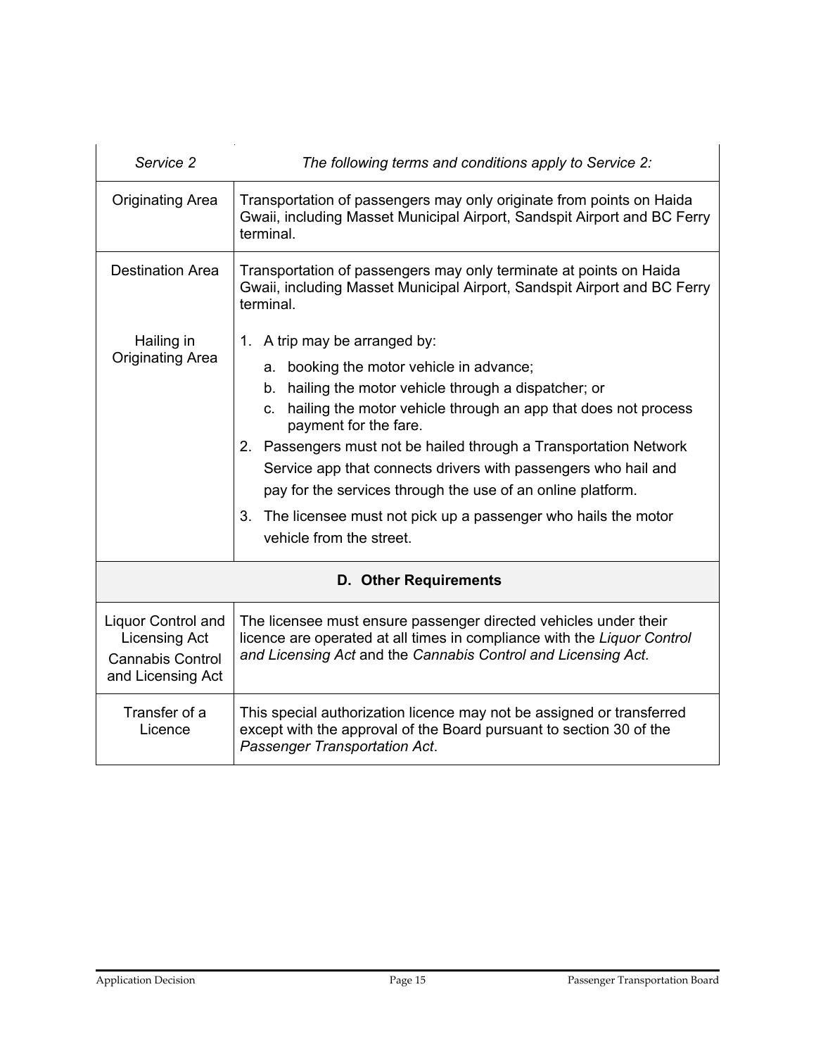| *Service 2* | *The following terms and conditions apply to Service 2:* |
|---|---|
| Originating Area | Transportation of passengers may only originate from points on Haida Gwaii, including Masset Municipal Airport, Sandspit Airport and BC Ferry terminal. |
| Destination Area | Transportation of passengers may only terminate at points on Haida Gwaii, including Masset Municipal Airport, Sandspit Airport and BC Ferry terminal. |
| Hailing in Originating Area | 1. A trip may be arranged by:<br>a. booking the motor vehicle in advance;<br>b. hailing the motor vehicle through a dispatcher; or<br>c. hailing the motor vehicle through an app that does not process payment for the fare.<br>2. Passengers must not be hailed through a Transportation Network Service app that connects drivers with passengers who hail and pay for the services through the use of an online platform.<br>3. The licensee must not pick up a passenger who hails the motor vehicle from the street. |
| **D. Other Requirements** | |
| Liquor Control and Licensing Act<br>Cannabis Control and Licensing Act | The licensee must ensure passenger directed vehicles under their licence are operated at all times in compliance with the *Liquor Control and Licensing Act* and the *Cannabis Control and Licensing Act*. |
| Transfer of a Licence | This special authorization licence may not be assigned or transferred except with the approval of the Board pursuant to section 30 of the *Passenger Transportation Act*. |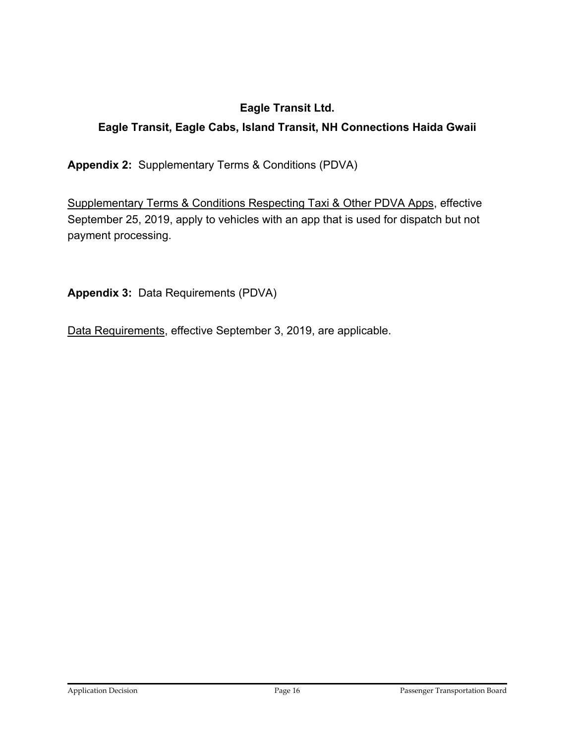**Eagle Transit Ltd.**

**Eagle Transit, Eagle Cabs, Island Transit, NH Connections Haida Gwaii**

**Appendix 2:** Supplementary Terms & Conditions (PDVA)

Supplementary Terms & Conditions Respecting Taxi & Other PDVA Apps, effective September 25, 2019, apply to vehicles with an app that is used for dispatch but not payment processing.

**Appendix 3:** Data Requirements (PDVA)

Data Requirements, effective September 3, 2019, are applicable.